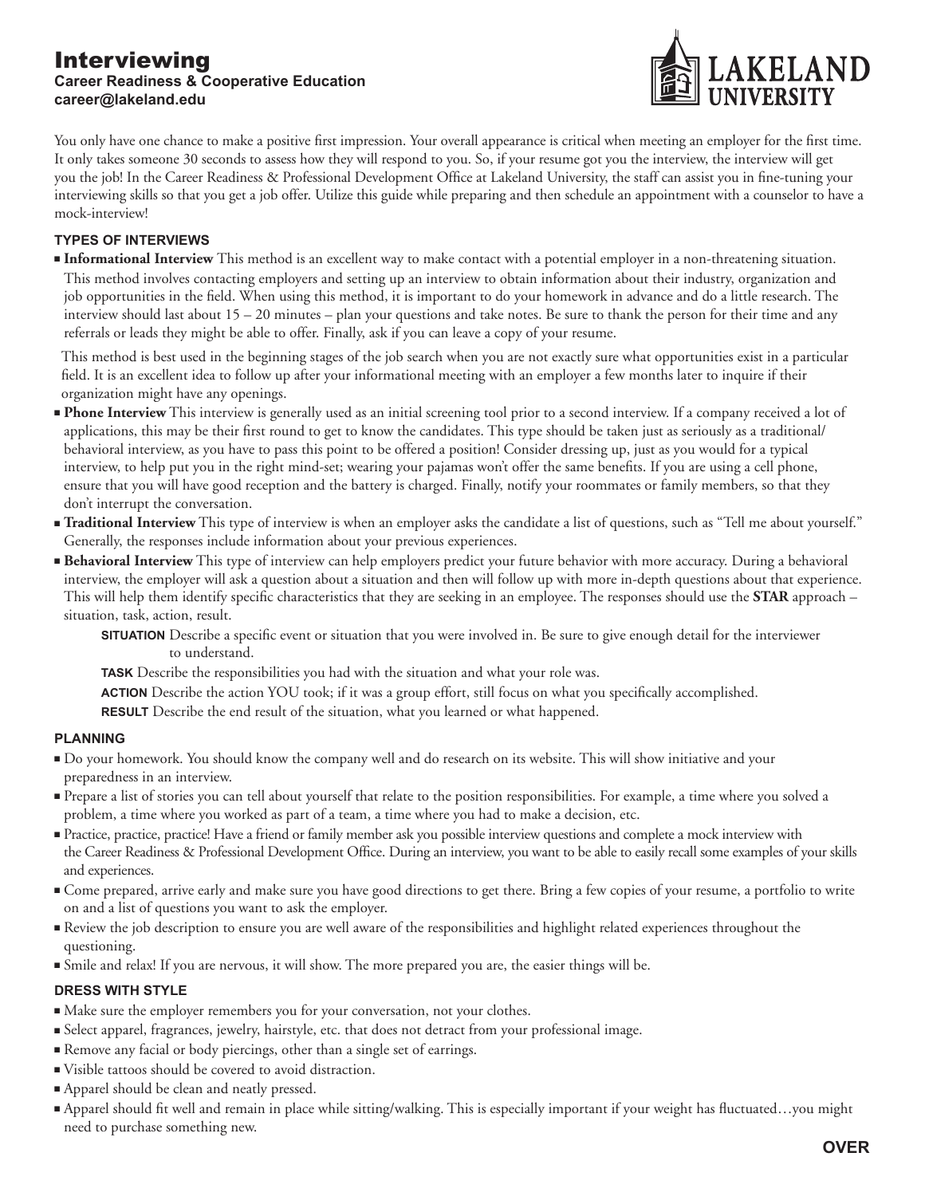# Interviewing

**Career Readiness & Cooperative Education**
**career@lakeland.edu**

LAKELAND UNIVERSITY

You only have one chance to make a positive first impression. Your overall appearance is critical when meeting an employer for the first time. It only takes someone 30 seconds to assess how they will respond to you. So, if your resume got you the interview, the interview will get you the job! In the Career Readiness & Professional Development Office at Lakeland University, the staff can assist you in fine-tuning your interviewing skills so that you get a job offer. Utilize this guide while preparing and then schedule an appointment with a counselor to have a mock-interview!

## TYPES OF INTERVIEWS

- **Informational Interview** This method is an excellent way to make contact with a potential employer in a non-threatening situation. This method involves contacting employers and setting up an interview to obtain information about their industry, organization and job opportunities in the field. When using this method, it is important to do your homework in advance and do a little research. The interview should last about 15 – 20 minutes – plan your questions and take notes. Be sure to thank the person for their time and any referrals or leads they might be able to offer. Finally, ask if you can leave a copy of your resume.

  This method is best used in the beginning stages of the job search when you are not exactly sure what opportunities exist in a particular field. It is an excellent idea to follow up after your informational meeting with an employer a few months later to inquire if their organization might have any openings.
- **Phone Interview** This interview is generally used as an initial screening tool prior to a second interview. If a company received a lot of applications, this may be their first round to get to know the candidates. This type should be taken just as seriously as a traditional/ behavioral interview, as you have to pass this point to be offered a position! Consider dressing up, just as you would for a typical interview, to help put you in the right mind-set; wearing your pajamas won't offer the same benefits. If you are using a cell phone, ensure that you will have good reception and the battery is charged. Finally, notify your roommates or family members, so that they don't interrupt the conversation.
- **Traditional Interview** This type of interview is when an employer asks the candidate a list of questions, such as "Tell me about yourself." Generally, the responses include information about your previous experiences.
- **Behavioral Interview** This type of interview can help employers predict your future behavior with more accuracy. During a behavioral interview, the employer will ask a question about a situation and then will follow up with more in-depth questions about that experience. This will help them identify specific characteristics that they are seeking in an employee. The responses should use the **STAR** approach – situation, task, action, result.

  **SITUATION** Describe a specific event or situation that you were involved in. Be sure to give enough detail for the interviewer to understand.

  **TASK** Describe the responsibilities you had with the situation and what your role was.

  **ACTION** Describe the action YOU took; if it was a group effort, still focus on what you specifically accomplished.

  **RESULT** Describe the end result of the situation, what you learned or what happened.

## PLANNING

- Do your homework. You should know the company well and do research on its website. This will show initiative and your preparedness in an interview.
- Prepare a list of stories you can tell about yourself that relate to the position responsibilities. For example, a time where you solved a problem, a time where you worked as part of a team, a time where you had to make a decision, etc.
- Practice, practice, practice! Have a friend or family member ask you possible interview questions and complete a mock interview with the Career Readiness & Professional Development Office. During an interview, you want to be able to easily recall some examples of your skills and experiences.
- Come prepared, arrive early and make sure you have good directions to get there. Bring a few copies of your resume, a portfolio to write on and a list of questions you want to ask the employer.
- Review the job description to ensure you are well aware of the responsibilities and highlight related experiences throughout the questioning.
- Smile and relax! If you are nervous, it will show. The more prepared you are, the easier things will be.

## DRESS WITH STYLE

- Make sure the employer remembers you for your conversation, not your clothes.
- Select apparel, fragrances, jewelry, hairstyle, etc. that does not detract from your professional image.
- Remove any facial or body piercings, other than a single set of earrings.
- Visible tattoos should be covered to avoid distraction.
- Apparel should be clean and neatly pressed.
- Apparel should fit well and remain in place while sitting/walking. This is especially important if your weight has fluctuated…you might need to purchase something new.

**OVER**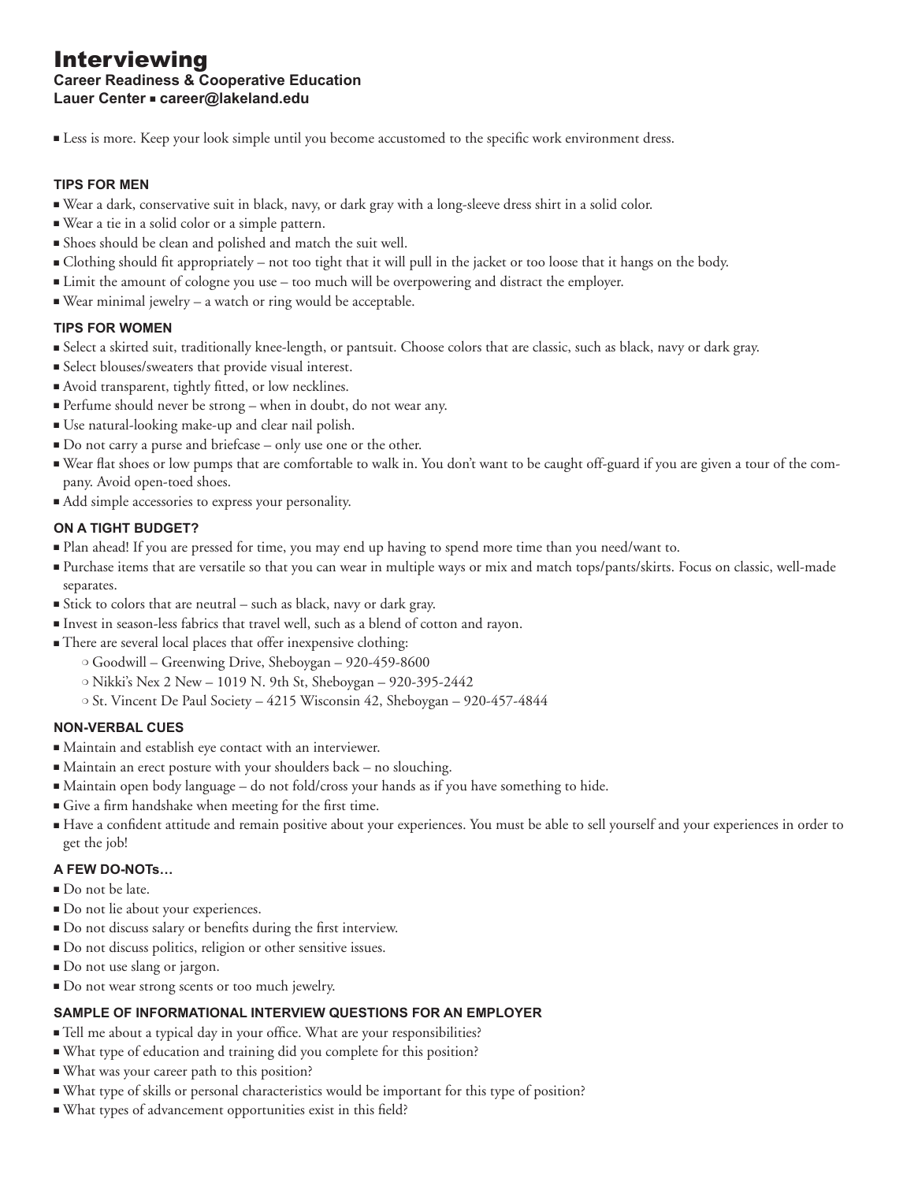# Interviewing

**Career Readiness & Cooperative Education**
**Lauer Center ▪ career@lakeland.edu**

- Less is more. Keep your look simple until you become accustomed to the specific work environment dress.

### TIPS FOR MEN

- Wear a dark, conservative suit in black, navy, or dark gray with a long-sleeve dress shirt in a solid color.
- Wear a tie in a solid color or a simple pattern.
- Shoes should be clean and polished and match the suit well.
- Clothing should fit appropriately – not too tight that it will pull in the jacket or too loose that it hangs on the body.
- Limit the amount of cologne you use – too much will be overpowering and distract the employer.
- Wear minimal jewelry – a watch or ring would be acceptable.

### TIPS FOR WOMEN

- Select a skirted suit, traditionally knee-length, or pantsuit. Choose colors that are classic, such as black, navy or dark gray.
- Select blouses/sweaters that provide visual interest.
- Avoid transparent, tightly fitted, or low necklines.
- Perfume should never be strong – when in doubt, do not wear any.
- Use natural-looking make-up and clear nail polish.
- Do not carry a purse and briefcase – only use one or the other.
- Wear flat shoes or low pumps that are comfortable to walk in. You don't want to be caught off-guard if you are given a tour of the company. Avoid open-toed shoes.
- Add simple accessories to express your personality.

### ON A TIGHT BUDGET?

- Plan ahead! If you are pressed for time, you may end up having to spend more time than you need/want to.
- Purchase items that are versatile so that you can wear in multiple ways or mix and match tops/pants/skirts. Focus on classic, well-made separates.
- Stick to colors that are neutral – such as black, navy or dark gray.
- Invest in season-less fabrics that travel well, such as a blend of cotton and rayon.
- There are several local places that offer inexpensive clothing:
  - Goodwill – Greenwing Drive, Sheboygan – 920-459-8600
  - Nikki's Nex 2 New – 1019 N. 9th St, Sheboygan – 920-395-2442
  - St. Vincent De Paul Society – 4215 Wisconsin 42, Sheboygan – 920-457-4844

### NON-VERBAL CUES

- Maintain and establish eye contact with an interviewer.
- Maintain an erect posture with your shoulders back – no slouching.
- Maintain open body language – do not fold/cross your hands as if you have something to hide.
- Give a firm handshake when meeting for the first time.
- Have a confident attitude and remain positive about your experiences. You must be able to sell yourself and your experiences in order to get the job!

### A FEW DO-NOTs…

- Do not be late.
- Do not lie about your experiences.
- Do not discuss salary or benefits during the first interview.
- Do not discuss politics, religion or other sensitive issues.
- Do not use slang or jargon.
- Do not wear strong scents or too much jewelry.

### SAMPLE OF INFORMATIONAL INTERVIEW QUESTIONS FOR AN EMPLOYER

- Tell me about a typical day in your office. What are your responsibilities?
- What type of education and training did you complete for this position?
- What was your career path to this position?
- What type of skills or personal characteristics would be important for this type of position?
- What types of advancement opportunities exist in this field?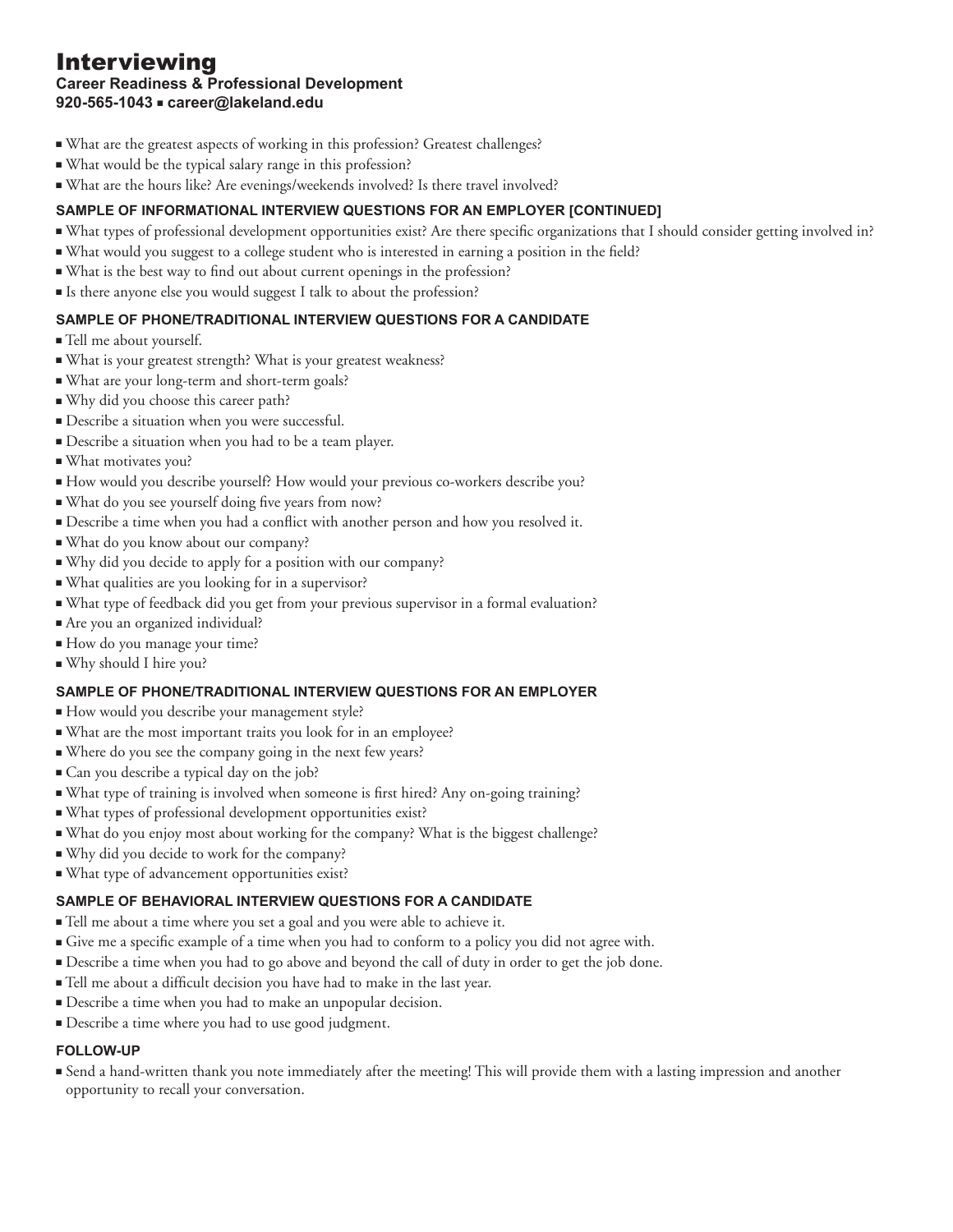- What are the greatest aspects of working in this profession? Greatest challenges?
- What would be the typical salary range in this profession?
- What are the hours like? Are evenings/weekends involved? Is there travel involved?

### SAMPLE OF INFORMATIONAL INTERVIEW QUESTIONS FOR AN EMPLOYER [CONTINUED]

- What types of professional development opportunities exist? Are there specific organizations that I should consider getting involved in?
- What would you suggest to a college student who is interested in earning a position in the field?
- What is the best way to find out about current openings in the profession?
- Is there anyone else you would suggest I talk to about the profession?

### SAMPLE OF PHONE/TRADITIONAL INTERVIEW QUESTIONS FOR A CANDIDATE

- Tell me about yourself.
- What is your greatest strength? What is your greatest weakness?
- What are your long-term and short-term goals?
- Why did you choose this career path?
- Describe a situation when you were successful.
- Describe a situation when you had to be a team player.
- What motivates you?
- How would you describe yourself? How would your previous co-workers describe you?
- What do you see yourself doing five years from now?
- Describe a time when you had a conflict with another person and how you resolved it.
- What do you know about our company?
- Why did you decide to apply for a position with our company?
- What qualities are you looking for in a supervisor?
- What type of feedback did you get from your previous supervisor in a formal evaluation?
- Are you an organized individual?
- How do you manage your time?
- Why should I hire you?

### SAMPLE OF PHONE/TRADITIONAL INTERVIEW QUESTIONS FOR AN EMPLOYER

- How would you describe your management style?
- What are the most important traits you look for in an employee?
- Where do you see the company going in the next few years?
- Can you describe a typical day on the job?
- What type of training is involved when someone is first hired? Any on-going training?
- What types of professional development opportunities exist?
- What do you enjoy most about working for the company? What is the biggest challenge?
- Why did you decide to work for the company?
- What type of advancement opportunities exist?

### SAMPLE OF BEHAVIORAL INTERVIEW QUESTIONS FOR A CANDIDATE

- Tell me about a time where you set a goal and you were able to achieve it.
- Give me a specific example of a time when you had to conform to a policy you did not agree with.
- Describe a time when you had to go above and beyond the call of duty in order to get the job done.
- Tell me about a difficult decision you have had to make in the last year.
- Describe a time when you had to make an unpopular decision.
- Describe a time where you had to use good judgment.

### FOLLOW-UP

- Send a hand-written thank you note immediately after the meeting! This will provide them with a lasting impression and another opportunity to recall your conversation.